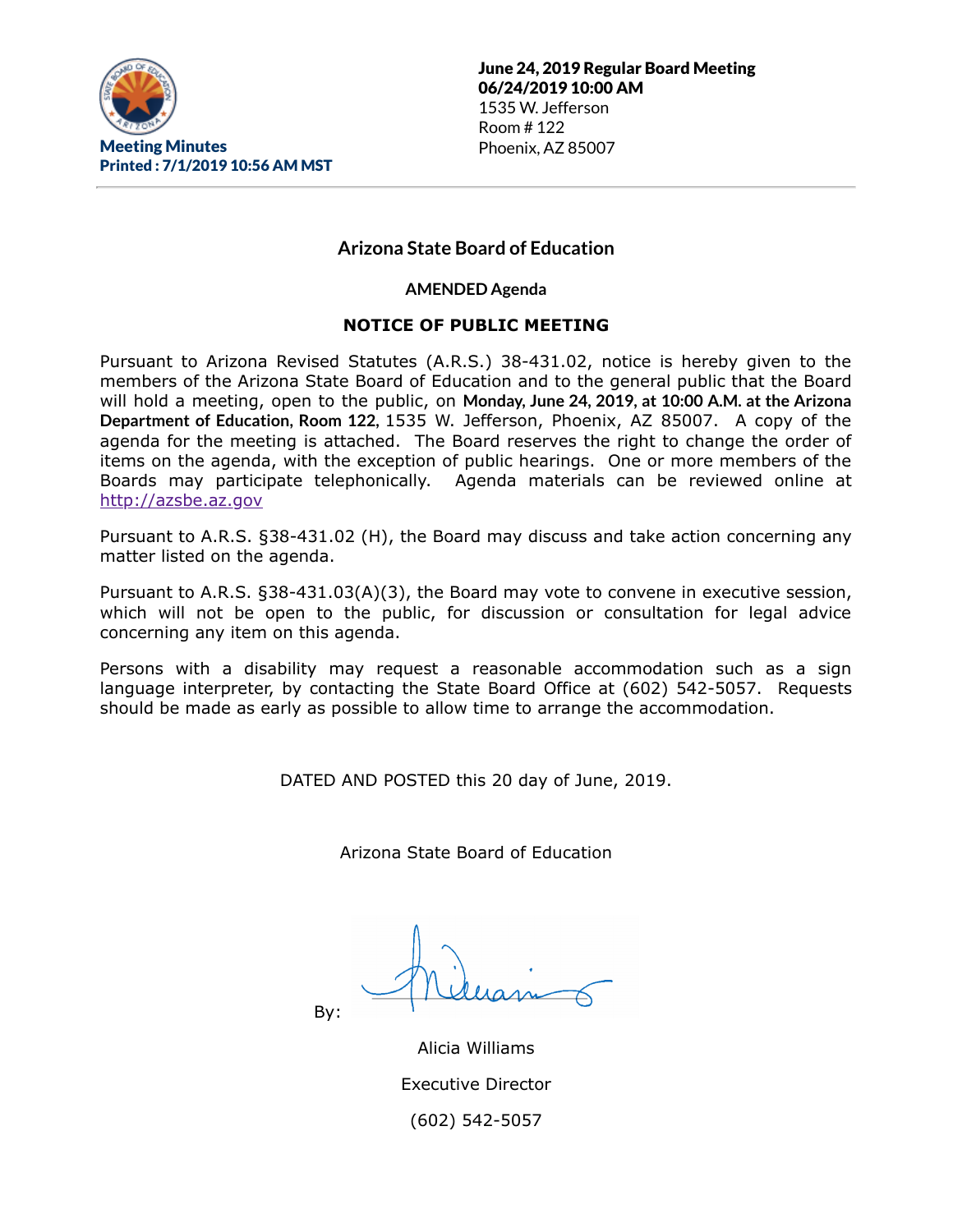**Meeting Minutes**
**Printed : 7/1/2019 10:56 AM MST**

**June 24, 2019 Regular Board Meeting**
**06/24/2019 10:00 AM**
1535 W. Jefferson
Room # 122
Phoenix, AZ 85007

---

## Arizona State Board of Education

### AMENDED Agenda

### NOTICE OF PUBLIC MEETING

Pursuant to Arizona Revised Statutes (A.R.S.) 38-431.02, notice is hereby given to the members of the Arizona State Board of Education and to the general public that the Board will hold a meeting, open to the public, on **Monday, June 24, 2019, at 10:00 A.M. at the Arizona Department of Education, Room 122**, 1535 W. Jefferson, Phoenix, AZ 85007. A copy of the agenda for the meeting is attached. The Board reserves the right to change the order of items on the agenda, with the exception of public hearings. One or more members of the Boards may participate telephonically. Agenda materials can be reviewed online at http://azsbe.az.gov

Pursuant to A.R.S. §38-431.02 (H), the Board may discuss and take action concerning any matter listed on the agenda.

Pursuant to A.R.S. §38-431.03(A)(3), the Board may vote to convene in executive session, which will not be open to the public, for discussion or consultation for legal advice concerning any item on this agenda.

Persons with a disability may request a reasonable accommodation such as a sign language interpreter, by contacting the State Board Office at (602) 542-5057. Requests should be made as early as possible to allow time to arrange the accommodation.

DATED AND POSTED this 20 day of June, 2019.

Arizona State Board of Education

By:

Alicia Williams

Executive Director

(602) 542-5057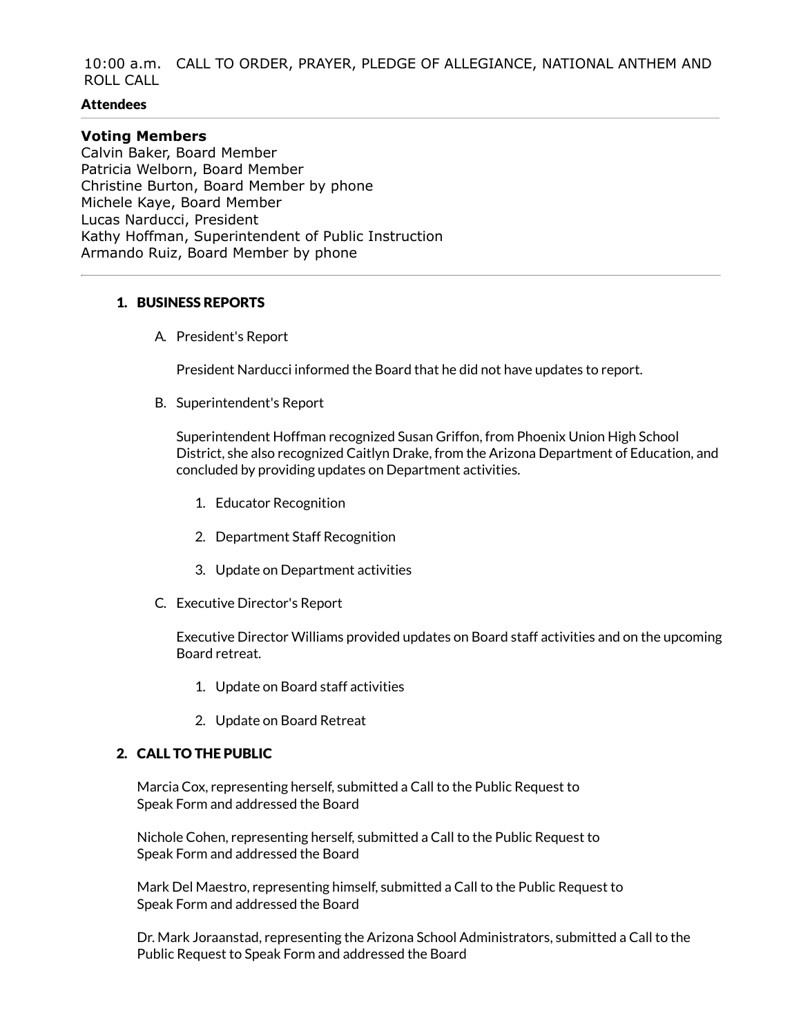10:00 a.m. CALL TO ORDER, PRAYER, PLEDGE OF ALLEGIANCE, NATIONAL ANTHEM AND ROLL CALL

**Attendees**

---

**Voting Members**

Calvin Baker, Board Member
Patricia Welborn, Board Member
Christine Burton, Board Member by phone
Michele Kaye, Board Member
Lucas Narducci, President
Kathy Hoffman, Superintendent of Public Instruction
Armando Ruiz, Board Member by phone

---

## 1. BUSINESS REPORTS

A. President's Report

President Narducci informed the Board that he did not have updates to report.

B. Superintendent's Report

Superintendent Hoffman recognized Susan Griffon, from Phoenix Union High School District, she also recognized Caitlyn Drake, from the Arizona Department of Education, and concluded by providing updates on Department activities.

1. Educator Recognition
2. Department Staff Recognition
3. Update on Department activities

C. Executive Director's Report

Executive Director Williams provided updates on Board staff activities and on the upcoming Board retreat.

1. Update on Board staff activities
2. Update on Board Retreat

## 2. CALL TO THE PUBLIC

Marcia Cox, representing herself, submitted a Call to the Public Request to Speak Form and addressed the Board

Nichole Cohen, representing herself, submitted a Call to the Public Request to Speak Form and addressed the Board

Mark Del Maestro, representing himself, submitted a Call to the Public Request to Speak Form and addressed the Board

Dr. Mark Joraanstad, representing the Arizona School Administrators, submitted a Call to the Public Request to Speak Form and addressed the Board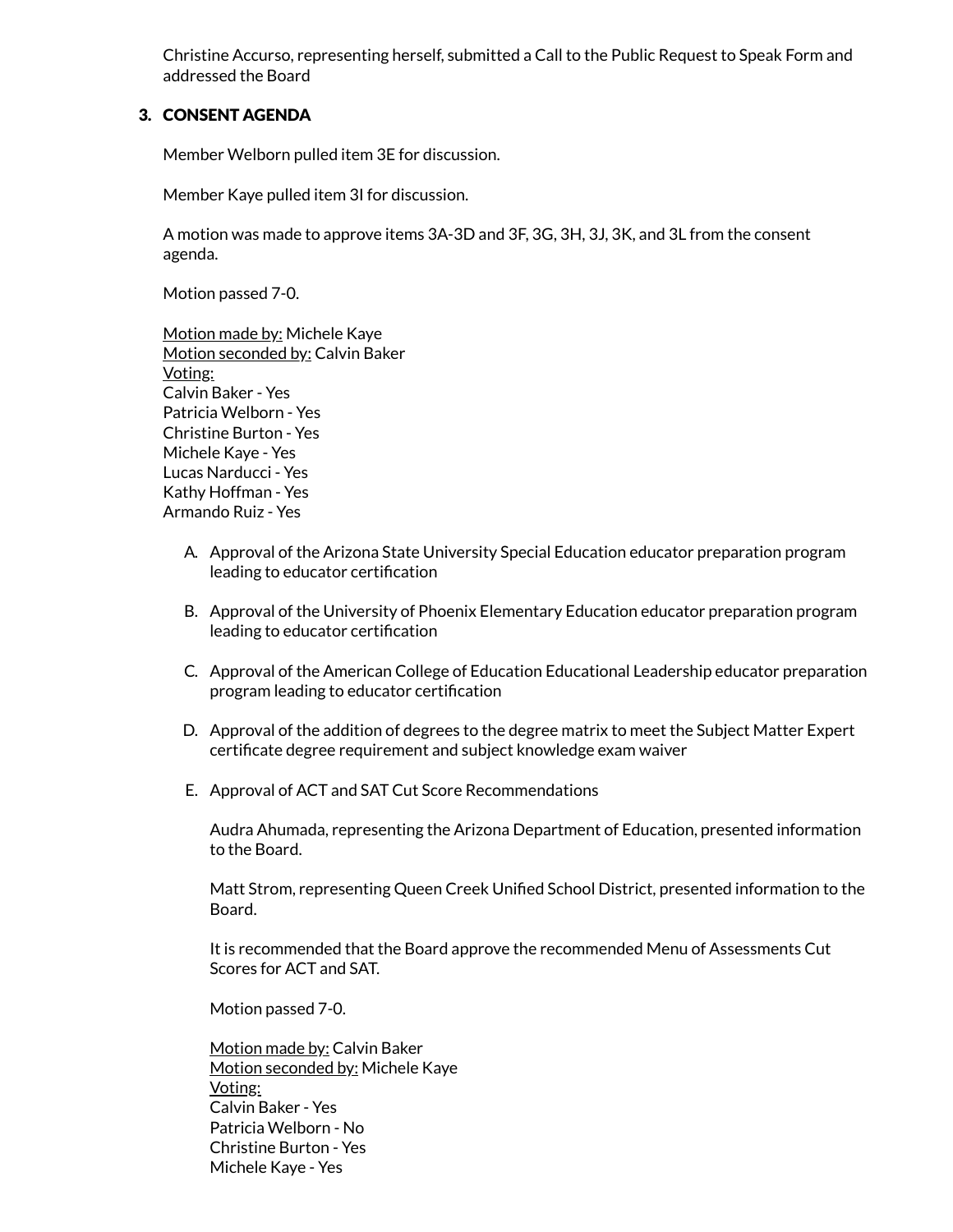Christine Accurso, representing herself, submitted a Call to the Public Request to Speak Form and addressed the Board

## 3. CONSENT AGENDA

Member Welborn pulled item 3E for discussion.

Member Kaye pulled item 3I for discussion.

A motion was made to approve items 3A-3D and 3F, 3G, 3H, 3J, 3K, and 3L from the consent agenda.

Motion passed 7-0.

Motion made by: Michele Kaye
Motion seconded by: Calvin Baker
Voting:
Calvin Baker - Yes
Patricia Welborn - Yes
Christine Burton - Yes
Michele Kaye - Yes
Lucas Narducci - Yes
Kathy Hoffman - Yes
Armando Ruiz - Yes

A. Approval of the Arizona State University Special Education educator preparation program leading to educator certification

B. Approval of the University of Phoenix Elementary Education educator preparation program leading to educator certification

C. Approval of the American College of Education Educational Leadership educator preparation program leading to educator certification

D. Approval of the addition of degrees to the degree matrix to meet the Subject Matter Expert certificate degree requirement and subject knowledge exam waiver

E. Approval of ACT and SAT Cut Score Recommendations

   Audra Ahumada, representing the Arizona Department of Education, presented information to the Board.

   Matt Strom, representing Queen Creek Unified School District, presented information to the Board.

   It is recommended that the Board approve the recommended Menu of Assessments Cut Scores for ACT and SAT.

   Motion passed 7-0.

   Motion made by: Calvin Baker
   Motion seconded by: Michele Kaye
   Voting:
   Calvin Baker - Yes
   Patricia Welborn - No
   Christine Burton - Yes
   Michele Kaye - Yes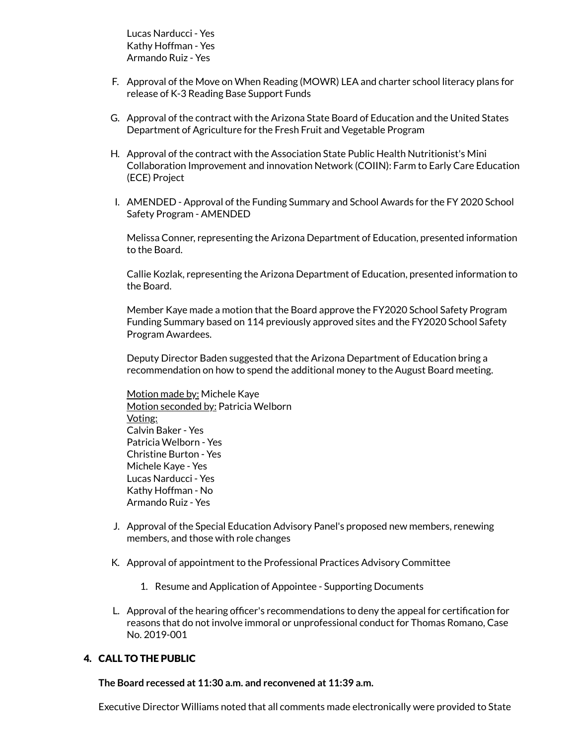Lucas Narducci - Yes
Kathy Hoffman - Yes
Armando Ruiz - Yes

F. Approval of the Move on When Reading (MOWR) LEA and charter school literacy plans for release of K-3 Reading Base Support Funds

G. Approval of the contract with the Arizona State Board of Education and the United States Department of Agriculture for the Fresh Fruit and Vegetable Program

H. Approval of the contract with the Association State Public Health Nutritionist's Mini Collaboration Improvement and innovation Network (COIIN): Farm to Early Care Education (ECE) Project

I. AMENDED - Approval of the Funding Summary and School Awards for the FY 2020 School Safety Program - AMENDED

Melissa Conner, representing the Arizona Department of Education, presented information to the Board.

Callie Kozlak, representing the Arizona Department of Education, presented information to the Board.

Member Kaye made a motion that the Board approve the FY2020 School Safety Program Funding Summary based on 114 previously approved sites and the FY2020 School Safety Program Awardees.

Deputy Director Baden suggested that the Arizona Department of Education bring a recommendation on how to spend the additional money to the August Board meeting.

Motion made by: Michele Kaye
Motion seconded by: Patricia Welborn
Voting:
Calvin Baker - Yes
Patricia Welborn - Yes
Christine Burton - Yes
Michele Kaye - Yes
Lucas Narducci - Yes
Kathy Hoffman - No
Armando Ruiz - Yes

J. Approval of the Special Education Advisory Panel's proposed new members, renewing members, and those with role changes

K. Approval of appointment to the Professional Practices Advisory Committee

1. Resume and Application of Appointee - Supporting Documents

L. Approval of the hearing officer's recommendations to deny the appeal for certification for reasons that do not involve immoral or unprofessional conduct for Thomas Romano, Case No. 2019-001

## 4. CALL TO THE PUBLIC

**The Board recessed at 11:30 a.m. and reconvened at 11:39 a.m.**

Executive Director Williams noted that all comments made electronically were provided to State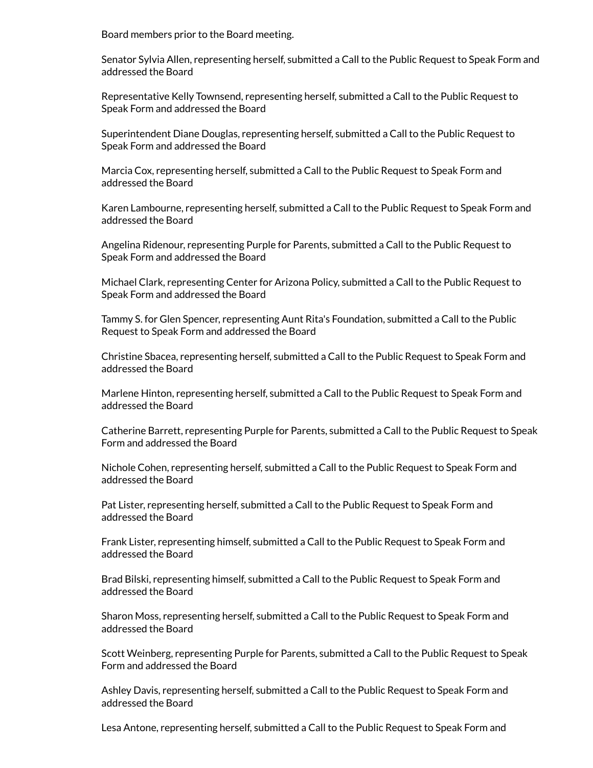Board members prior to the Board meeting.

Senator Sylvia Allen, representing herself, submitted a Call to the Public Request to Speak Form and addressed the Board

Representative Kelly Townsend, representing herself, submitted a Call to the Public Request to Speak Form and addressed the Board

Superintendent Diane Douglas, representing herself, submitted a Call to the Public Request to Speak Form and addressed the Board

Marcia Cox, representing herself, submitted a Call to the Public Request to Speak Form and addressed the Board

Karen Lambourne, representing herself, submitted a Call to the Public Request to Speak Form and addressed the Board

Angelina Ridenour, representing Purple for Parents, submitted a Call to the Public Request to Speak Form and addressed the Board

Michael Clark, representing Center for Arizona Policy, submitted a Call to the Public Request to Speak Form and addressed the Board

Tammy S. for Glen Spencer, representing Aunt Rita's Foundation, submitted a Call to the Public Request to Speak Form and addressed the Board

Christine Sbacea, representing herself, submitted a Call to the Public Request to Speak Form and addressed the Board

Marlene Hinton, representing herself, submitted a Call to the Public Request to Speak Form and addressed the Board

Catherine Barrett, representing Purple for Parents, submitted a Call to the Public Request to Speak Form and addressed the Board

Nichole Cohen, representing herself, submitted a Call to the Public Request to Speak Form and addressed the Board

Pat Lister, representing herself, submitted a Call to the Public Request to Speak Form and addressed the Board

Frank Lister, representing himself, submitted a Call to the Public Request to Speak Form and addressed the Board

Brad Bilski, representing himself, submitted a Call to the Public Request to Speak Form and addressed the Board

Sharon Moss, representing herself, submitted a Call to the Public Request to Speak Form and addressed the Board

Scott Weinberg, representing Purple for Parents, submitted a Call to the Public Request to Speak Form and addressed the Board

Ashley Davis, representing herself, submitted a Call to the Public Request to Speak Form and addressed the Board

Lesa Antone, representing herself, submitted a Call to the Public Request to Speak Form and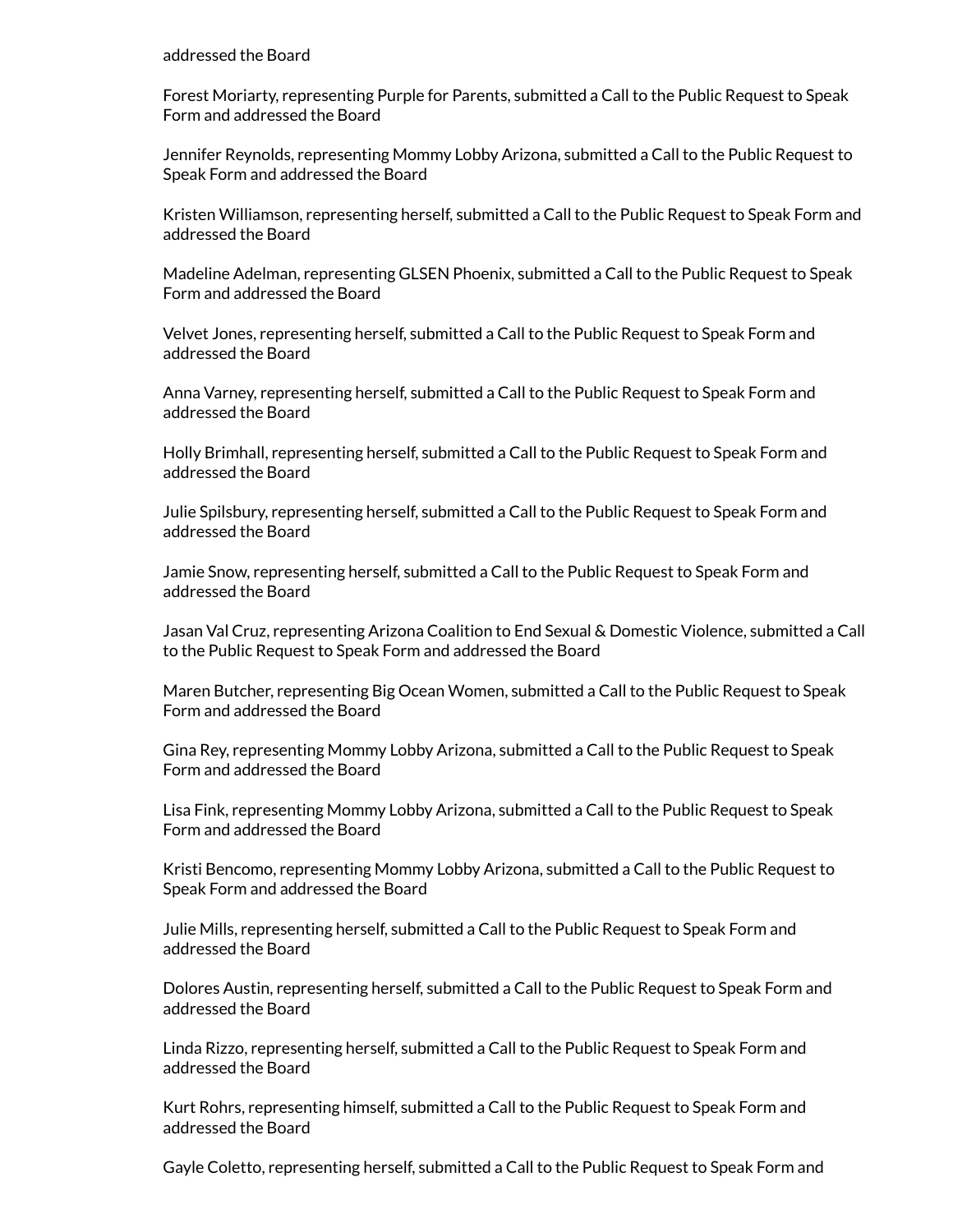addressed the Board

Forest Moriarty, representing Purple for Parents, submitted a Call to the Public Request to Speak Form and addressed the Board

Jennifer Reynolds, representing Mommy Lobby Arizona, submitted a Call to the Public Request to Speak Form and addressed the Board

Kristen Williamson, representing herself, submitted a Call to the Public Request to Speak Form and addressed the Board

Madeline Adelman, representing GLSEN Phoenix, submitted a Call to the Public Request to Speak Form and addressed the Board

Velvet Jones, representing herself, submitted a Call to the Public Request to Speak Form and addressed the Board

Anna Varney, representing herself, submitted a Call to the Public Request to Speak Form and addressed the Board

Holly Brimhall, representing herself, submitted a Call to the Public Request to Speak Form and addressed the Board

Julie Spilsbury, representing herself, submitted a Call to the Public Request to Speak Form and addressed the Board

Jamie Snow, representing herself, submitted a Call to the Public Request to Speak Form and addressed the Board

Jasan Val Cruz, representing Arizona Coalition to End Sexual & Domestic Violence, submitted a Call to the Public Request to Speak Form and addressed the Board

Maren Butcher, representing Big Ocean Women, submitted a Call to the Public Request to Speak Form and addressed the Board

Gina Rey, representing Mommy Lobby Arizona, submitted a Call to the Public Request to Speak Form and addressed the Board

Lisa Fink, representing Mommy Lobby Arizona, submitted a Call to the Public Request to Speak Form and addressed the Board

Kristi Bencomo, representing Mommy Lobby Arizona, submitted a Call to the Public Request to Speak Form and addressed the Board

Julie Mills, representing herself, submitted a Call to the Public Request to Speak Form and addressed the Board

Dolores Austin, representing herself, submitted a Call to the Public Request to Speak Form and addressed the Board

Linda Rizzo, representing herself, submitted a Call to the Public Request to Speak Form and addressed the Board

Kurt Rohrs, representing himself, submitted a Call to the Public Request to Speak Form and addressed the Board

Gayle Coletto, representing herself, submitted a Call to the Public Request to Speak Form and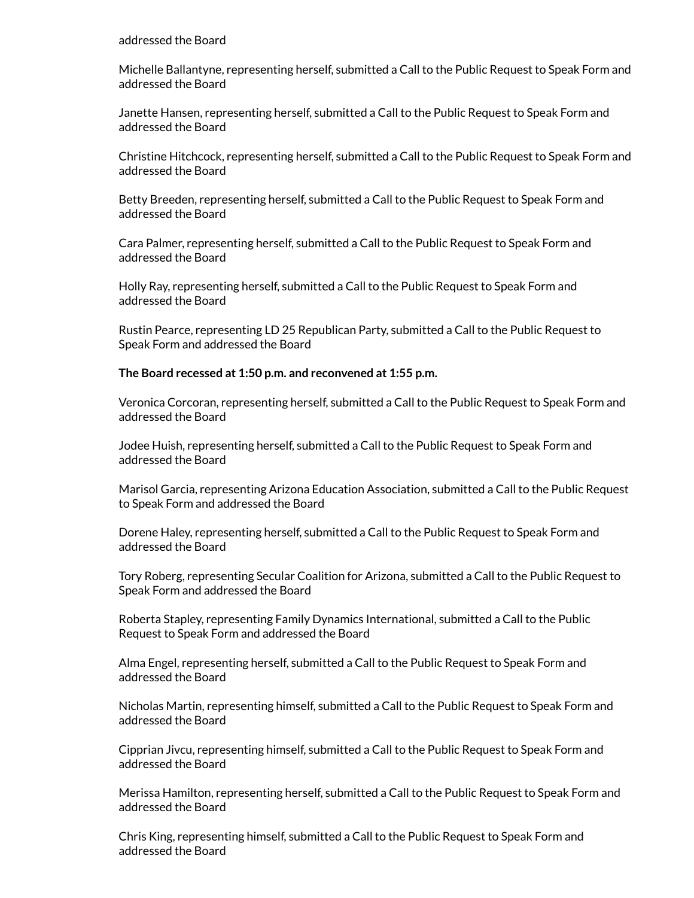addressed the Board

Michelle Ballantyne, representing herself, submitted a Call to the Public Request to Speak Form and addressed the Board

Janette Hansen, representing herself, submitted a Call to the Public Request to Speak Form and addressed the Board

Christine Hitchcock, representing herself, submitted a Call to the Public Request to Speak Form and addressed the Board

Betty Breeden, representing herself, submitted a Call to the Public Request to Speak Form and addressed the Board

Cara Palmer, representing herself, submitted a Call to the Public Request to Speak Form and addressed the Board

Holly Ray, representing herself, submitted a Call to the Public Request to Speak Form and addressed the Board

Rustin Pearce, representing LD 25 Republican Party, submitted a Call to the Public Request to Speak Form and addressed the Board

**The Board recessed at 1:50 p.m. and reconvened at 1:55 p.m.**

Veronica Corcoran, representing herself, submitted a Call to the Public Request to Speak Form and addressed the Board

Jodee Huish, representing herself, submitted a Call to the Public Request to Speak Form and addressed the Board

Marisol Garcia, representing Arizona Education Association, submitted a Call to the Public Request to Speak Form and addressed the Board

Dorene Haley, representing herself, submitted a Call to the Public Request to Speak Form and addressed the Board

Tory Roberg, representing Secular Coalition for Arizona, submitted a Call to the Public Request to Speak Form and addressed the Board

Roberta Stapley, representing Family Dynamics International, submitted a Call to the Public Request to Speak Form and addressed the Board

Alma Engel, representing herself, submitted a Call to the Public Request to Speak Form and addressed the Board

Nicholas Martin, representing himself, submitted a Call to the Public Request to Speak Form and addressed the Board

Cipprian Jivcu, representing himself, submitted a Call to the Public Request to Speak Form and addressed the Board

Merissa Hamilton, representing herself, submitted a Call to the Public Request to Speak Form and addressed the Board

Chris King, representing himself, submitted a Call to the Public Request to Speak Form and addressed the Board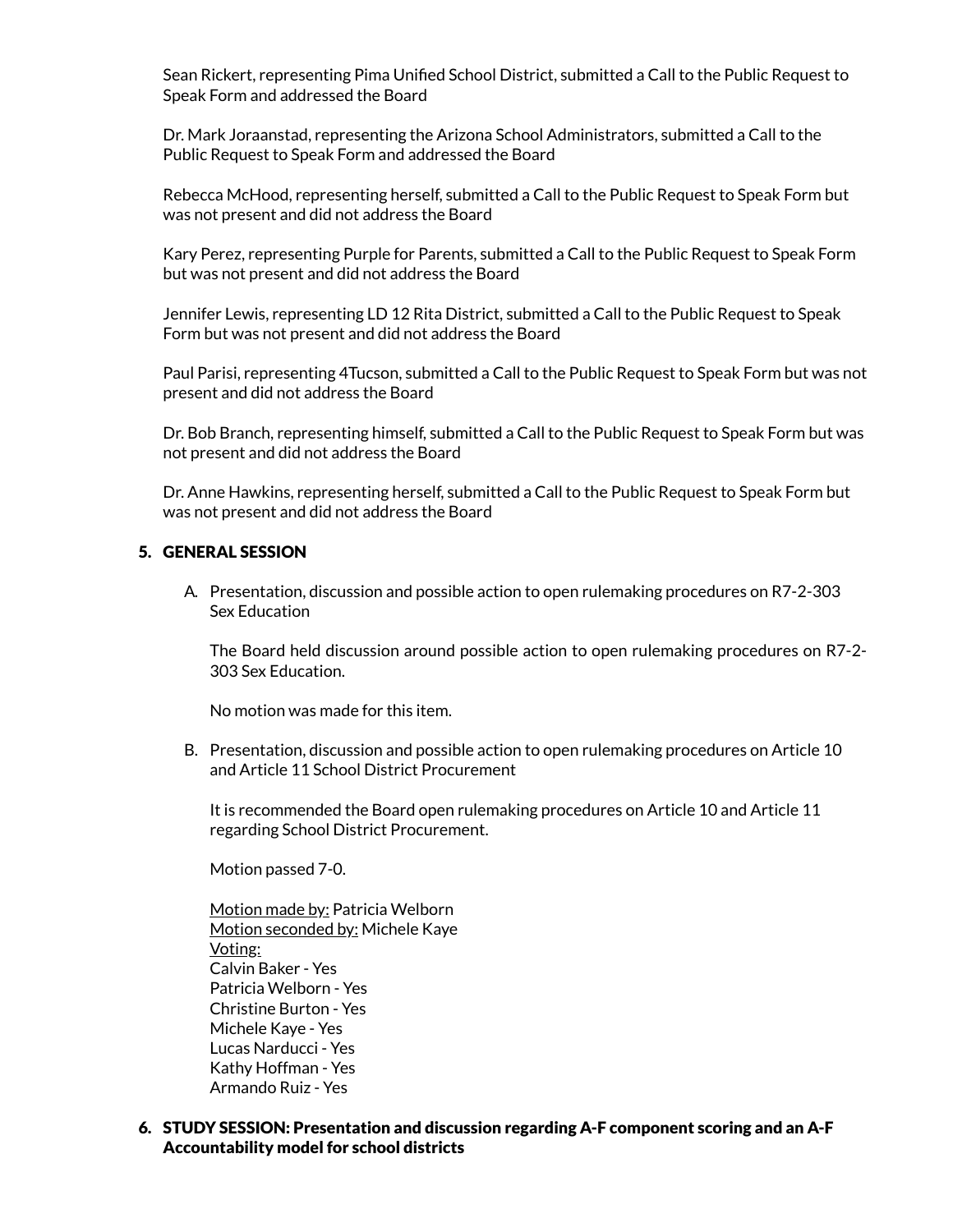Sean Rickert, representing Pima Unified School District, submitted a Call to the Public Request to Speak Form and addressed the Board

Dr. Mark Joraanstad, representing the Arizona School Administrators, submitted a Call to the Public Request to Speak Form and addressed the Board

Rebecca McHood, representing herself, submitted a Call to the Public Request to Speak Form but was not present and did not address the Board

Kary Perez, representing Purple for Parents, submitted a Call to the Public Request to Speak Form but was not present and did not address the Board

Jennifer Lewis, representing LD 12 Rita District, submitted a Call to the Public Request to Speak Form but was not present and did not address the Board

Paul Parisi, representing 4Tucson, submitted a Call to the Public Request to Speak Form but was not present and did not address the Board

Dr. Bob Branch, representing himself, submitted a Call to the Public Request to Speak Form but was not present and did not address the Board

Dr. Anne Hawkins, representing herself, submitted a Call to the Public Request to Speak Form but was not present and did not address the Board

## 5. GENERAL SESSION

A. Presentation, discussion and possible action to open rulemaking procedures on R7-2-303 Sex Education

The Board held discussion around possible action to open rulemaking procedures on R7-2-303 Sex Education.

No motion was made for this item.

B. Presentation, discussion and possible action to open rulemaking procedures on Article 10 and Article 11 School District Procurement

It is recommended the Board open rulemaking procedures on Article 10 and Article 11 regarding School District Procurement.

Motion passed 7-0.

Motion made by: Patricia Welborn
Motion seconded by: Michele Kaye
Voting:
Calvin Baker - Yes
Patricia Welborn - Yes
Christine Burton - Yes
Michele Kaye - Yes
Lucas Narducci - Yes
Kathy Hoffman - Yes
Armando Ruiz - Yes

## 6. STUDY SESSION: Presentation and discussion regarding A-F component scoring and an A-F Accountability model for school districts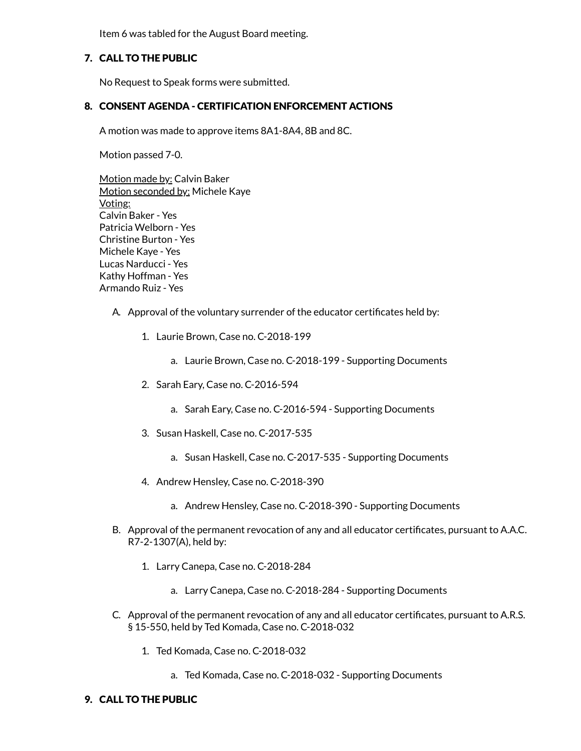Item 6 was tabled for the August Board meeting.

## 7. CALL TO THE PUBLIC

No Request to Speak forms were submitted.

## 8. CONSENT AGENDA - CERTIFICATION ENFORCEMENT ACTIONS

A motion was made to approve items 8A1-8A4, 8B and 8C.

Motion passed 7-0.

Motion made by: Calvin Baker
Motion seconded by: Michele Kaye
Voting:
Calvin Baker - Yes
Patricia Welborn - Yes
Christine Burton - Yes
Michele Kaye - Yes
Lucas Narducci - Yes
Kathy Hoffman - Yes
Armando Ruiz - Yes

A. Approval of the voluntary surrender of the educator certificates held by:

1. Laurie Brown, Case no. C-2018-199
    a. Laurie Brown, Case no. C-2018-199 - Supporting Documents
2. Sarah Eary, Case no. C-2016-594
    a. Sarah Eary, Case no. C-2016-594 - Supporting Documents
3. Susan Haskell, Case no. C-2017-535
    a. Susan Haskell, Case no. C-2017-535 - Supporting Documents
4. Andrew Hensley, Case no. C-2018-390
    a. Andrew Hensley, Case no. C-2018-390 - Supporting Documents

B. Approval of the permanent revocation of any and all educator certificates, pursuant to A.A.C. R7-2-1307(A), held by:

1. Larry Canepa, Case no. C-2018-284
    a. Larry Canepa, Case no. C-2018-284 - Supporting Documents

C. Approval of the permanent revocation of any and all educator certificates, pursuant to A.R.S. § 15-550, held by Ted Komada, Case no. C-2018-032

1. Ted Komada, Case no. C-2018-032
    a. Ted Komada, Case no. C-2018-032 - Supporting Documents

## 9. CALL TO THE PUBLIC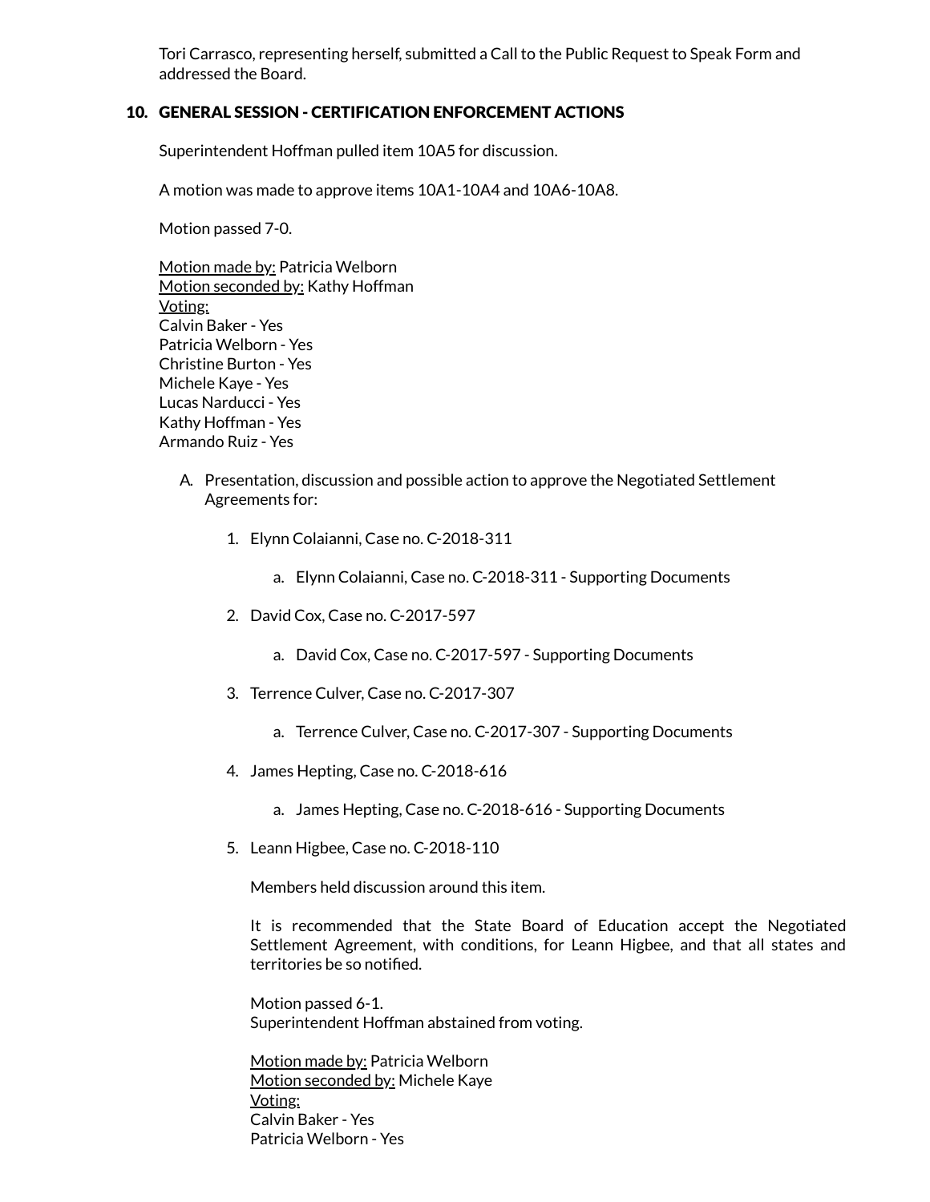Tori Carrasco, representing herself, submitted a Call to the Public Request to Speak Form and addressed the Board.

## 10. GENERAL SESSION - CERTIFICATION ENFORCEMENT ACTIONS

Superintendent Hoffman pulled item 10A5 for discussion.

A motion was made to approve items 10A1-10A4 and 10A6-10A8.

Motion passed 7-0.

<u>Motion made by:</u> Patricia Welborn
<u>Motion seconded by:</u> Kathy Hoffman
<u>Voting:</u>
Calvin Baker - Yes
Patricia Welborn - Yes
Christine Burton - Yes
Michele Kaye - Yes
Lucas Narducci - Yes
Kathy Hoffman - Yes
Armando Ruiz - Yes

A. Presentation, discussion and possible action to approve the Negotiated Settlement Agreements for:

   1. Elynn Colaianni, Case no. C-2018-311

      a. Elynn Colaianni, Case no. C-2018-311 - Supporting Documents

   2. David Cox, Case no. C-2017-597

      a. David Cox, Case no. C-2017-597 - Supporting Documents

   3. Terrence Culver, Case no. C-2017-307

      a. Terrence Culver, Case no. C-2017-307 - Supporting Documents

   4. James Hepting, Case no. C-2018-616

      a. James Hepting, Case no. C-2018-616 - Supporting Documents

   5. Leann Higbee, Case no. C-2018-110

      Members held discussion around this item.

      It is recommended that the State Board of Education accept the Negotiated Settlement Agreement, with conditions, for Leann Higbee, and that all states and territories be so notified.

      Motion passed 6-1.
      Superintendent Hoffman abstained from voting.

      <u>Motion made by:</u> Patricia Welborn
      <u>Motion seconded by:</u> Michele Kaye
      <u>Voting:</u>
      Calvin Baker - Yes
      Patricia Welborn - Yes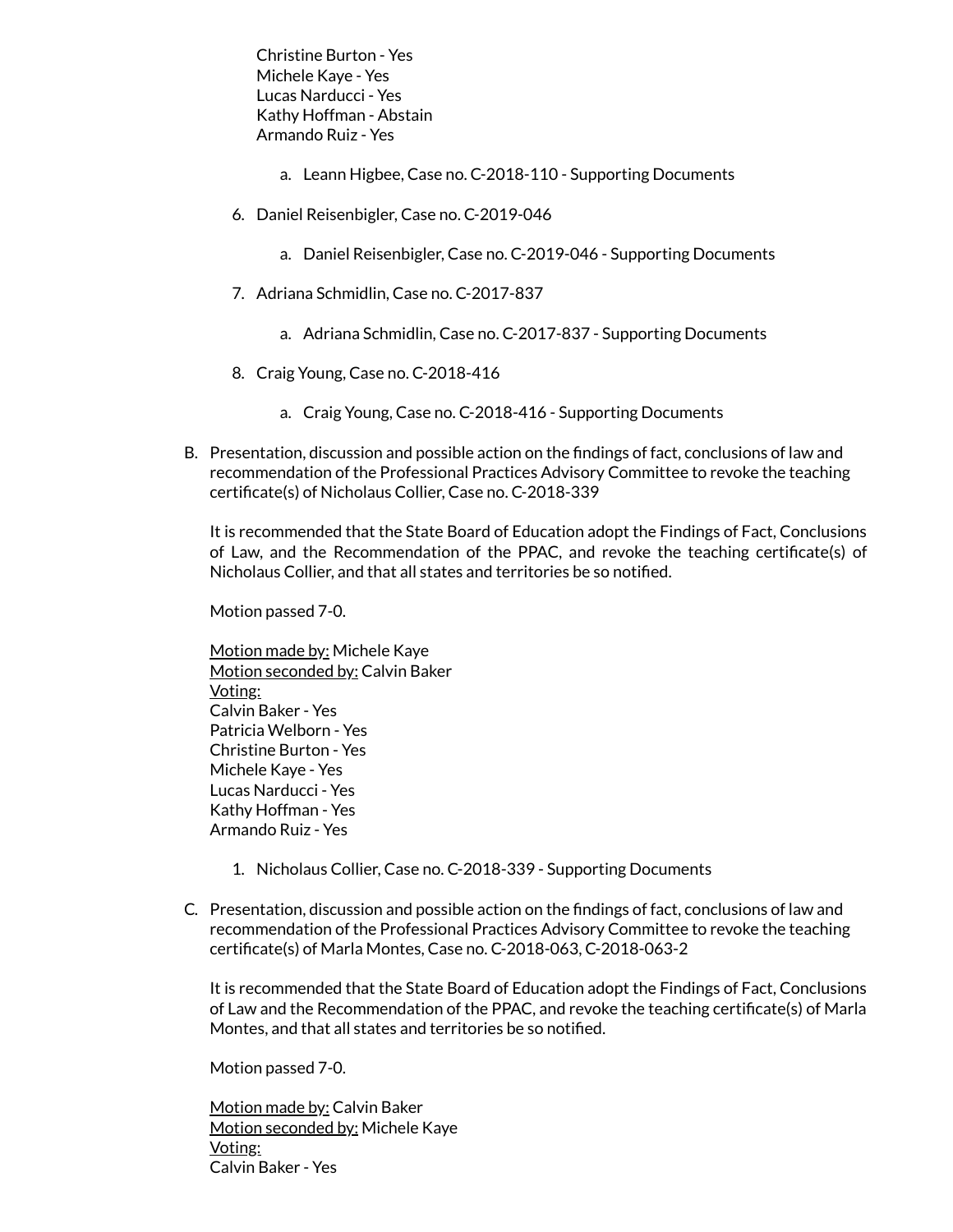Christine Burton - Yes
Michele Kaye - Yes
Lucas Narducci - Yes
Kathy Hoffman - Abstain
Armando Ruiz - Yes

   a. Leann Higbee, Case no. C-2018-110 - Supporting Documents

6. Daniel Reisenbigler, Case no. C-2019-046

   a. Daniel Reisenbigler, Case no. C-2019-046 - Supporting Documents

7. Adriana Schmidlin, Case no. C-2017-837

   a. Adriana Schmidlin, Case no. C-2017-837 - Supporting Documents

8. Craig Young, Case no. C-2018-416

   a. Craig Young, Case no. C-2018-416 - Supporting Documents

B. Presentation, discussion and possible action on the findings of fact, conclusions of law and recommendation of the Professional Practices Advisory Committee to revoke the teaching certificate(s) of Nicholaus Collier, Case no. C-2018-339

It is recommended that the State Board of Education adopt the Findings of Fact, Conclusions of Law, and the Recommendation of the PPAC, and revoke the teaching certificate(s) of Nicholaus Collier, and that all states and territories be so notified.

Motion passed 7-0.

Motion made by: Michele Kaye
Motion seconded by: Calvin Baker
Voting:
Calvin Baker - Yes
Patricia Welborn - Yes
Christine Burton - Yes
Michele Kaye - Yes
Lucas Narducci - Yes
Kathy Hoffman - Yes
Armando Ruiz - Yes

1. Nicholaus Collier, Case no. C-2018-339 - Supporting Documents

C. Presentation, discussion and possible action on the findings of fact, conclusions of law and recommendation of the Professional Practices Advisory Committee to revoke the teaching certificate(s) of Marla Montes, Case no. C-2018-063, C-2018-063-2

It is recommended that the State Board of Education adopt the Findings of Fact, Conclusions of Law and the Recommendation of the PPAC, and revoke the teaching certificate(s) of Marla Montes, and that all states and territories be so notified.

Motion passed 7-0.

Motion made by: Calvin Baker
Motion seconded by: Michele Kaye
Voting:
Calvin Baker - Yes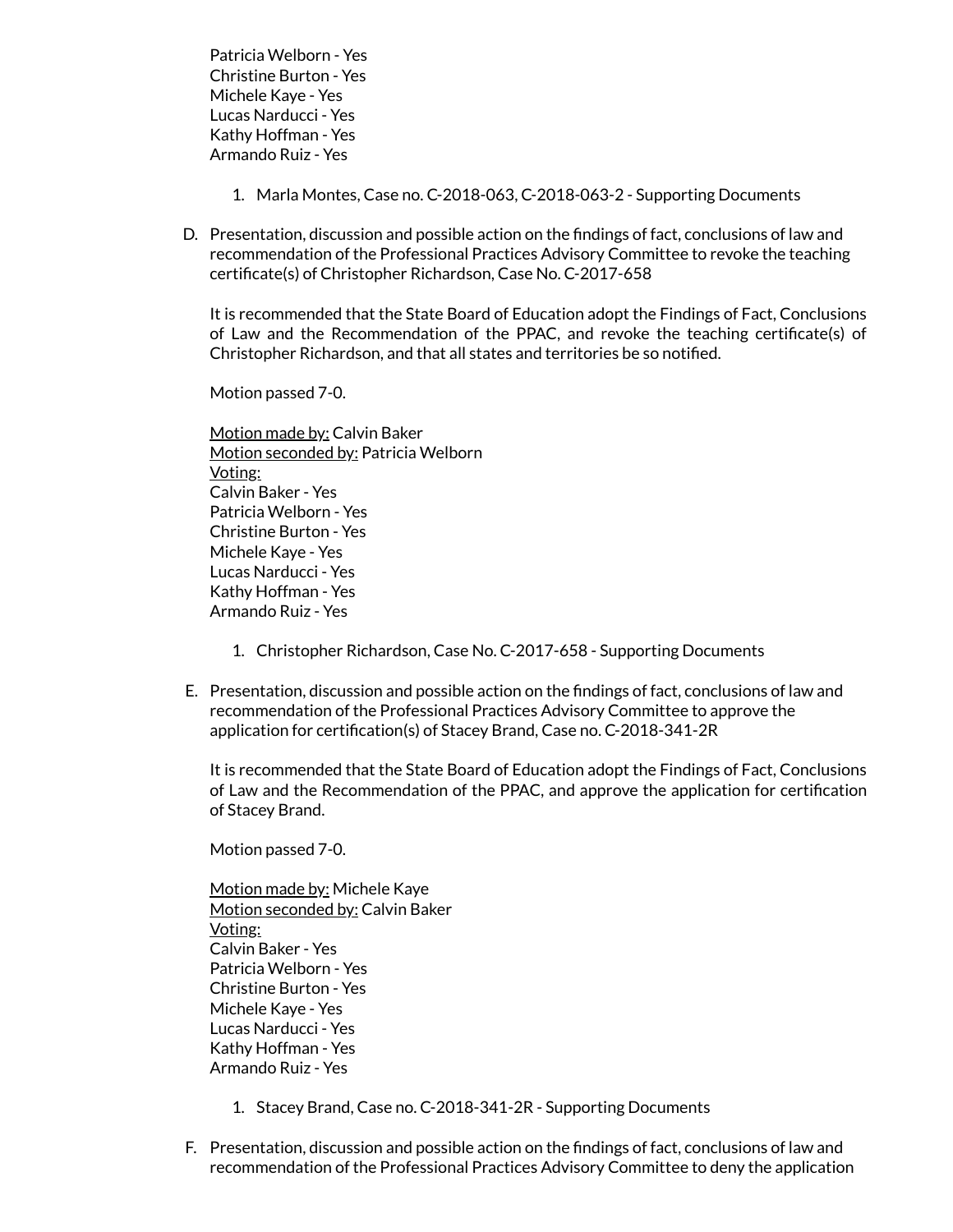Patricia Welborn - Yes
Christine Burton - Yes
Michele Kaye - Yes
Lucas Narducci - Yes
Kathy Hoffman - Yes
Armando Ruiz - Yes

1. Marla Montes, Case no. C-2018-063, C-2018-063-2 - Supporting Documents

D. Presentation, discussion and possible action on the findings of fact, conclusions of law and recommendation of the Professional Practices Advisory Committee to revoke the teaching certificate(s) of Christopher Richardson, Case No. C-2017-658

   It is recommended that the State Board of Education adopt the Findings of Fact, Conclusions of Law and the Recommendation of the PPAC, and revoke the teaching certificate(s) of Christopher Richardson, and that all states and territories be so notified.

   Motion passed 7-0.

   Motion made by: Calvin Baker
   Motion seconded by: Patricia Welborn
   Voting:
   Calvin Baker - Yes
   Patricia Welborn - Yes
   Christine Burton - Yes
   Michele Kaye - Yes
   Lucas Narducci - Yes
   Kathy Hoffman - Yes
   Armando Ruiz - Yes

   1. Christopher Richardson, Case No. C-2017-658 - Supporting Documents

E. Presentation, discussion and possible action on the findings of fact, conclusions of law and recommendation of the Professional Practices Advisory Committee to approve the application for certification(s) of Stacey Brand, Case no. C-2018-341-2R

   It is recommended that the State Board of Education adopt the Findings of Fact, Conclusions of Law and the Recommendation of the PPAC, and approve the application for certification of Stacey Brand.

   Motion passed 7-0.

   Motion made by: Michele Kaye
   Motion seconded by: Calvin Baker
   Voting:
   Calvin Baker - Yes
   Patricia Welborn - Yes
   Christine Burton - Yes
   Michele Kaye - Yes
   Lucas Narducci - Yes
   Kathy Hoffman - Yes
   Armando Ruiz - Yes

   1. Stacey Brand, Case no. C-2018-341-2R - Supporting Documents

F. Presentation, discussion and possible action on the findings of fact, conclusions of law and recommendation of the Professional Practices Advisory Committee to deny the application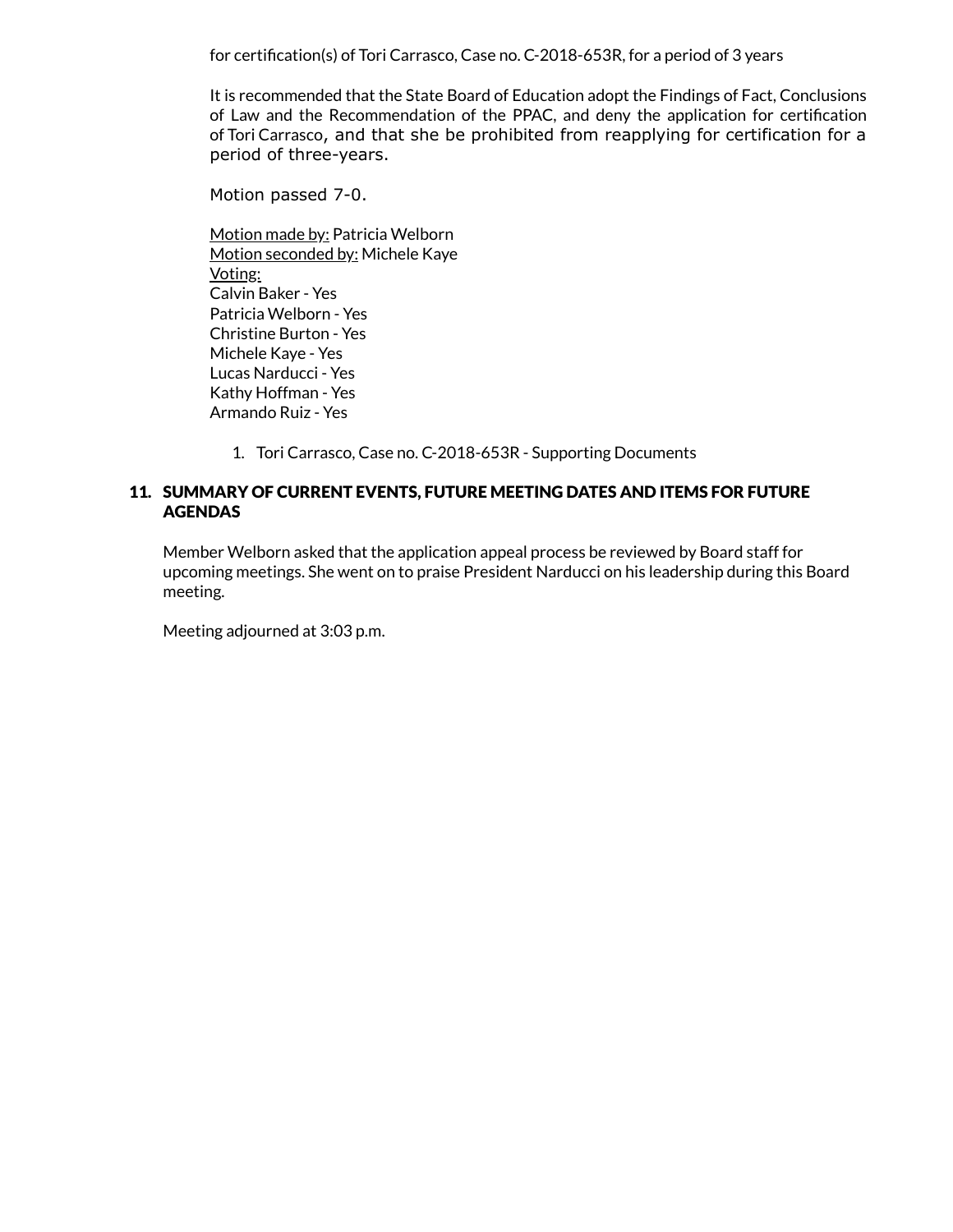for certification(s) of Tori Carrasco, Case no. C-2018-653R, for a period of 3 years

It is recommended that the State Board of Education adopt the Findings of Fact, Conclusions of Law and the Recommendation of the PPAC, and deny the application for certification of Tori Carrasco, and that she be prohibited from reapplying for certification for a period of three-years.

Motion passed 7-0.

Motion made by: Patricia Welborn
Motion seconded by: Michele Kaye
Voting:
Calvin Baker - Yes
Patricia Welborn - Yes
Christine Burton - Yes
Michele Kaye - Yes
Lucas Narducci - Yes
Kathy Hoffman - Yes
Armando Ruiz - Yes

1. Tori Carrasco, Case no. C-2018-653R - Supporting Documents

## 11. SUMMARY OF CURRENT EVENTS, FUTURE MEETING DATES AND ITEMS FOR FUTURE AGENDAS

Member Welborn asked that the application appeal process be reviewed by Board staff for upcoming meetings. She went on to praise President Narducci on his leadership during this Board meeting.

Meeting adjourned at 3:03 p.m.